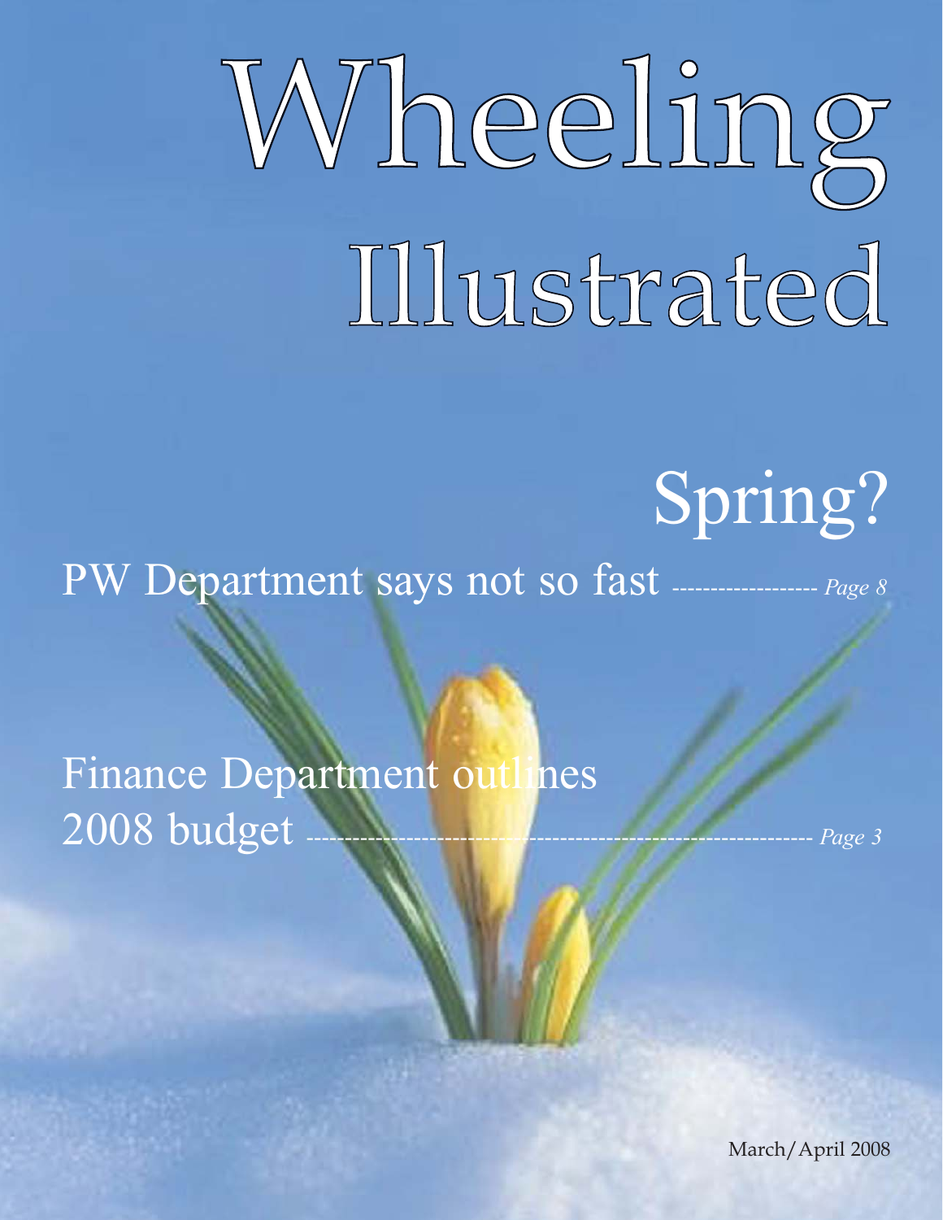# Wheeling Illustrated

## Spring?

PW Department says not so fast ------------------ *Page 8*

Finance Department outlines 2008 budget ---------------------------------------------------------------- *Page 3*

March/April 2008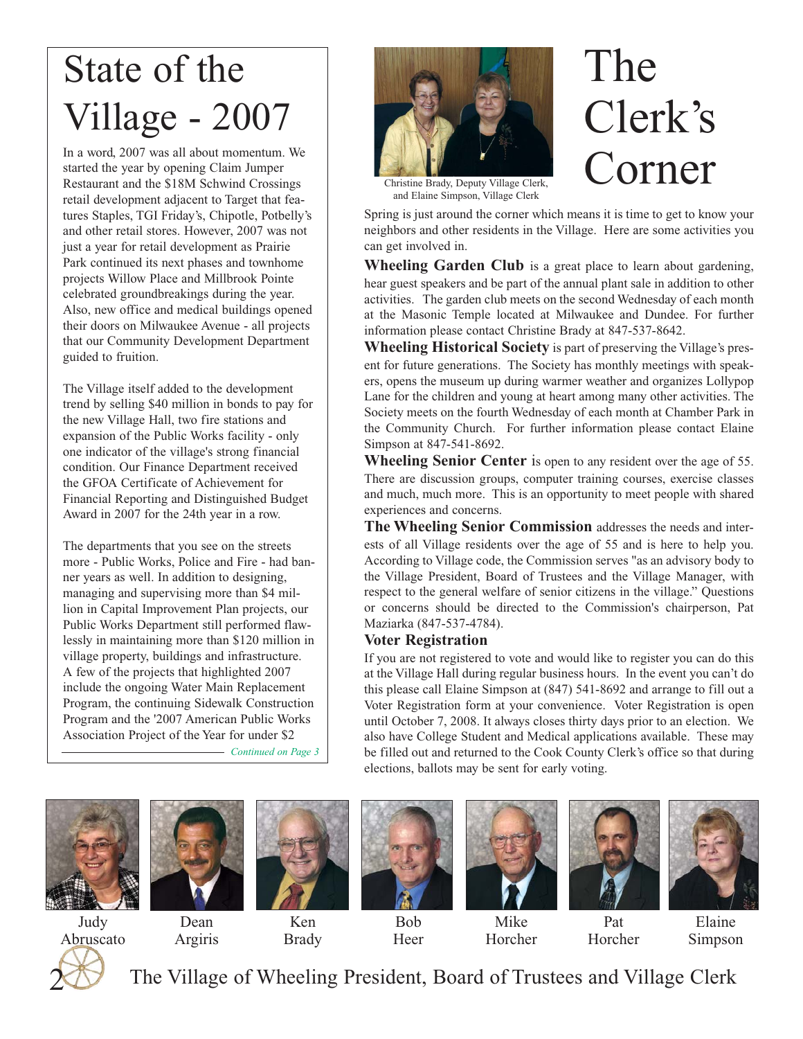# State of the Village - 2007

In a word, 2007 was all about momentum. We started the year by opening Claim Jumper Restaurant and the $18M Schwind Crossings retail development adjacent to Target that features Staples, TGI Friday's, Chipotle, Potbelly's and other retail stores. However, 2007 was not just a year for retail development as Prairie Park continued its next phases and townhome projects Willow Place and Millbrook Pointe celebrated groundbreakings during the year. Also, new office and medical buildings opened their doors on Milwaukee Avenue - all projects that our Community Development Department guided to fruition.

The Village itself added to the development trend by selling $40 million in bonds to pay for the new Village Hall, two fire stations and expansion of the Public Works facility - only one indicator of the village's strong financial condition. Our Finance Department received the GFOA Certificate of Achievement for Financial Reporting and Distinguished Budget Award in 2007 for the 24th year in a row.

The departments that you see on the streets more - Public Works, Police and Fire - had banner years as well. In addition to designing, managing and supervising more than $4 million in Capital Improvement Plan projects, our Public Works Department still performed flawlessly in maintaining more than $120 million in village property, buildings and infrastructure. A few of the projects that highlighted 2007 include the ongoing Water Main Replacement Program, the continuing Sidewalk Construction Program and the '2007 American Public Works Association Project of the Year for under $2

*Continued on Page 3*

# The Clerk's Corner

Christine Brady, Deputy Village Clerk, and Elaine Simpson, Village Clerk

Spring is just around the corner which means it is time to get to know your neighbors and other residents in the Village. Here are some activities you can get involved in.

**Wheeling Garden Club** is a great place to learn about gardening, hear guest speakers and be part of the annual plant sale in addition to other activities. The garden club meets on the second Wednesday of each month at the Masonic Temple located at Milwaukee and Dundee. For further information please contact Christine Brady at 847-537-8642.

**Wheeling Historical Society** is part of preserving the Village's present for future generations. The Society has monthly meetings with speakers, opens the museum up during warmer weather and organizes Lollypop Lane for the children and young at heart among many other activities. The Society meets on the fourth Wednesday of each month at Chamber Park in the Community Church. For further information please contact Elaine Simpson at 847-541-8692.

**Wheeling Senior Center** is open to any resident over the age of 55. There are discussion groups, computer training courses, exercise classes and much, much more. This is an opportunity to meet people with shared experiences and concerns.

**The Wheeling Senior Commission** addresses the needs and interests of all Village residents over the age of 55 and is here to help you. According to Village code, the Commission serves "as an advisory body to the Village President, Board of Trustees and the Village Manager, with respect to the general welfare of senior citizens in the village." Questions or concerns should be directed to the Commission's chairperson, Pat Maziarka (847-537-4784).

### Voter Registration

If you are not registered to vote and would like to register you can do this at the Village Hall during regular business hours. In the event you can't do this please call Elaine Simpson at (847) 541-8692 and arrange to fill out a Voter Registration form at your convenience. Voter Registration is open until October 7, 2008. It always closes thirty days prior to an election. We also have College Student and Medical applications available. These may be filled out and returned to the Cook County Clerk's office so that during elections, ballots may be sent for early voting.

Judy Abruscato | Dean Argiris | Ken Brady | Bob Heer | Mike Horcher | Pat Horcher | Elaine Simpson

The Village of Wheeling President, Board of Trustees and Village Clerk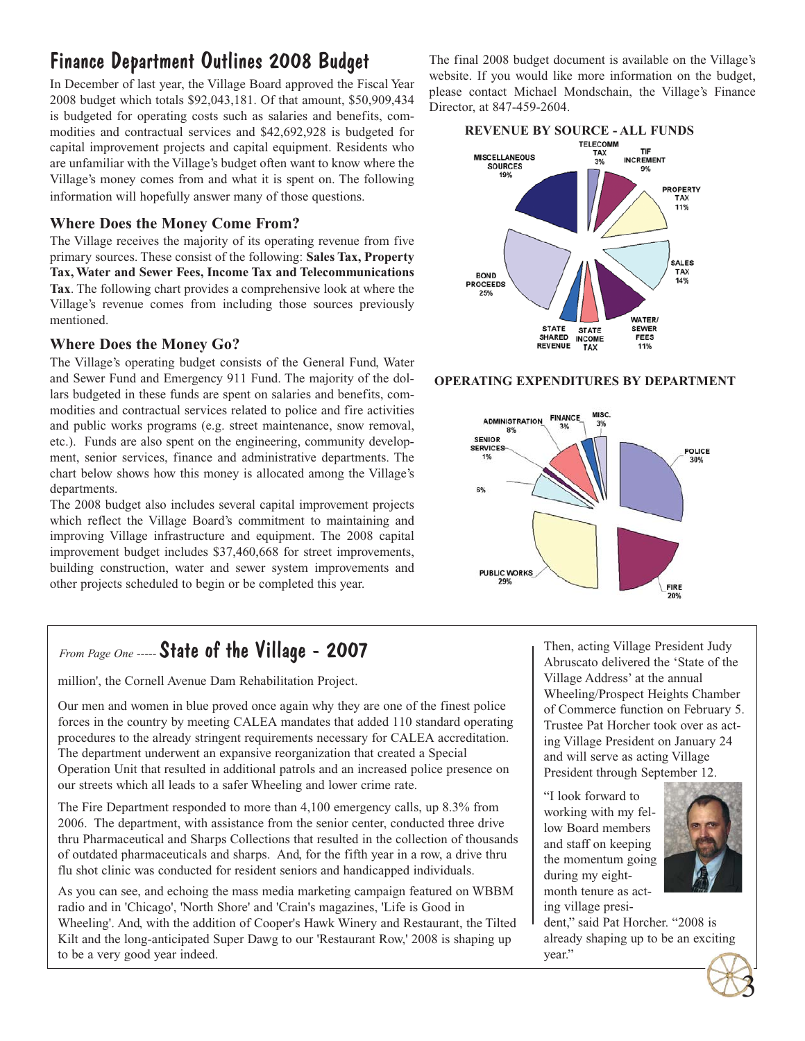# Finance Department Outlines 2008 Budget

In December of last year, the Village Board approved the Fiscal Year 2008 budget which totals $92,043,181. Of that amount, $50,909,434 is budgeted for operating costs such as salaries and benefits, commodities and contractual services and $42,692,928 is budgeted for capital improvement projects and capital equipment. Residents who are unfamiliar with the Village's budget often want to know where the Village's money comes from and what it is spent on. The following information will hopefully answer many of those questions.

### Where Does the Money Come From?

The Village receives the majority of its operating revenue from five primary sources. These consist of the following: **Sales Tax, Property Tax, Water and Sewer Fees, Income Tax and Telecommunications Tax**. The following chart provides a comprehensive look at where the Village's revenue comes from including those sources previously mentioned.

### Where Does the Money Go?

The Village's operating budget consists of the General Fund, Water and Sewer Fund and Emergency 911 Fund. The majority of the dollars budgeted in these funds are spent on salaries and benefits, commodities and contractual services related to police and fire activities and public works programs (e.g. street maintenance, snow removal, etc.). Funds are also spent on the engineering, community development, senior services, finance and administrative departments. The chart below shows how this money is allocated among the Village's departments.

The 2008 budget also includes several capital improvement projects which reflect the Village Board's commitment to maintaining and improving Village infrastructure and equipment. The 2008 capital improvement budget includes $37,460,668 for street improvements, building construction, water and sewer system improvements and other projects scheduled to begin or be completed this year.

The final 2008 budget document is available on the Village's website. If you would like more information on the budget, please contact Michael Mondschain, the Village's Finance Director, at 847-459-2604.

**REVENUE BY SOURCE - ALL FUNDS**

| Source | Percent |
|---|---|
| Telecomm Tax | 3% |
| TIF Increment | 9% |
| Property Tax | 11% |
| Sales Tax | 14% |
| Water/Sewer Fees | 11% |
| State Income Tax | |
| State Shared Revenue | |
| Bond Proceeds | 25% |
| Miscellaneous Sources | 19% |

**OPERATING EXPENDITURES BY DEPARTMENT**

| Department | Percent |
|---|---|
| Police | 30% |
| Fire | 20% |
| Public Works | 29% |
| | 6% |
| Senior Services | 1% |
| Administration | 8% |
| Finance | 3% |
| Misc. | 3% |

---

*From Page One -----* **State of the Village - 2007**

million', the Cornell Avenue Dam Rehabilitation Project.

Our men and women in blue proved once again why they are one of the finest police forces in the country by meeting CALEA mandates that added 110 standard operating procedures to the already stringent requirements necessary for CALEA accreditation. The department underwent an expansive reorganization that created a Special Operation Unit that resulted in additional patrols and an increased police presence on our streets which all leads to a safer Wheeling and lower crime rate.

The Fire Department responded to more than 4,100 emergency calls, up 8.3% from 2006. The department, with assistance from the senior center, conducted three drive thru Pharmaceutical and Sharps Collections that resulted in the collection of thousands of outdated pharmaceuticals and sharps. And, for the fifth year in a row, a drive thru flu shot clinic was conducted for resident seniors and handicapped individuals.

As you can see, and echoing the mass media marketing campaign featured on WBBM radio and in 'Chicago', 'North Shore' and 'Crain's magazines, 'Life is Good in Wheeling'. And, with the addition of Cooper's Hawk Winery and Restaurant, the Tilted Kilt and the long-anticipated Super Dawg to our 'Restaurant Row,' 2008 is shaping up to be a very good year indeed.

Then, acting Village President Judy Abruscato delivered the 'State of the Village Address' at the annual Wheeling/Prospect Heights Chamber of Commerce function on February 5. Trustee Pat Horcher took over as acting Village President on January 24 and will serve as acting Village President through September 12.

"I look forward to working with my fellow Board members and staff on keeping the momentum going during my eight-month tenure as acting village president," said Pat Horcher. "2008 is already shaping up to be an exciting year."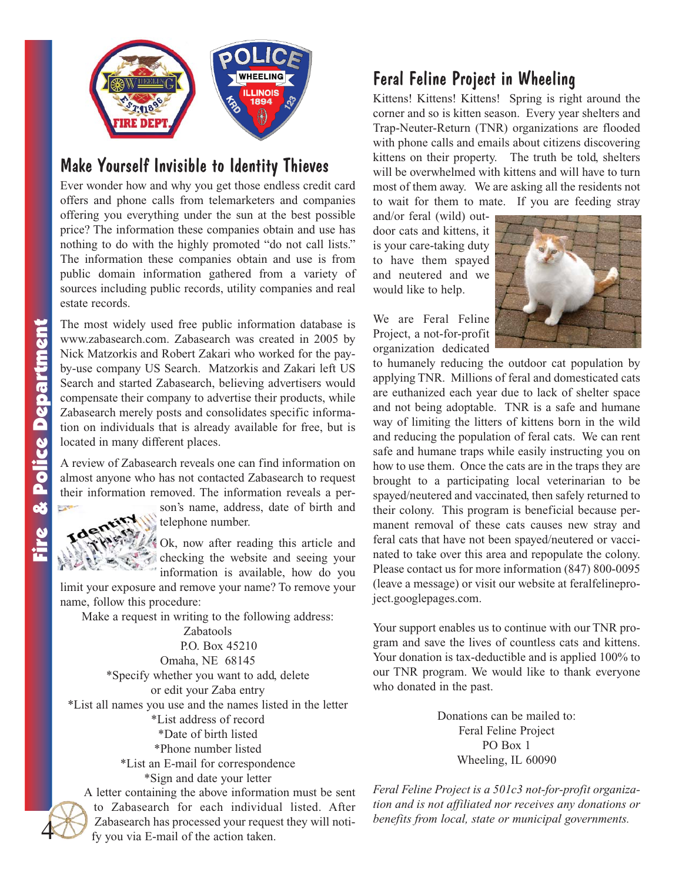## Make Yourself Invisible to Identity Thieves

Ever wonder how and why you get those endless credit card offers and phone calls from telemarketers and companies offering you everything under the sun at the best possible price? The information these companies obtain and use has nothing to do with the highly promoted "do not call lists." The information these companies obtain and use is from public domain information gathered from a variety of sources including public records, utility companies and real estate records.

The most widely used free public information database is www.zabasearch.com. Zabasearch was created in 2005 by Nick Matzorkis and Robert Zakari who worked for the pay-by-use company US Search. Matzorkis and Zakari left US Search and started Zabasearch, believing advertisers would compensate their company to advertise their products, while Zabasearch merely posts and consolidates specific information on individuals that is already available for free, but is located in many different places.

A review of Zabasearch reveals one can find information on almost anyone who has not contacted Zabasearch to request their information removed. The information reveals a person's name, address, date of birth and telephone number.

Ok, now after reading this article and checking the website and seeing your information is available, how do you limit your exposure and remove your name? To remove your name, follow this procedure:

Make a request in writing to the following address:

Zabatools
P.O. Box 45210
Omaha, NE 68145

*Specify whether you want to add, delete or edit your Zaba entry
*List all names you use and the names listed in the letter
*List address of record
*Date of birth listed
*Phone number listed
*List an E-mail for correspondence
*Sign and date your letter

A letter containing the above information must be sent to Zabasearch for each individual listed. After Zabasearch has processed your request they will notify you via E-mail of the action taken.

## Feral Feline Project in Wheeling

Kittens! Kittens! Kittens! Spring is right around the corner and so is kitten season. Every year shelters and Trap-Neuter-Return (TNR) organizations are flooded with phone calls and emails about citizens discovering kittens on their property. The truth be told, shelters will be overwhelmed with kittens and will have to turn most of them away. We are asking all the residents not to wait for them to mate. If you are feeding stray and/or feral (wild) outdoor cats and kittens, it is your care-taking duty to have them spayed and neutered and we would like to help.

We are Feral Feline Project, a not-for-profit organization dedicated to humanely reducing the outdoor cat population by applying TNR. Millions of feral and domesticated cats are euthanized each year due to lack of shelter space and not being adoptable. TNR is a safe and humane way of limiting the litters of kittens born in the wild and reducing the population of feral cats. We can rent safe and humane traps while easily instructing you on how to use them. Once the cats are in the traps they are brought to a participating local veterinarian to be spayed/neutered and vaccinated, then safely returned to their colony. This program is beneficial because permanent removal of these cats causes new stray and feral cats that have not been spayed/neutered or vaccinated to take over this area and repopulate the colony. Please contact us for more information (847) 800-0095 (leave a message) or visit our website at feralfelineproject.googlepages.com.

Your support enables us to continue with our TNR program and save the lives of countless cats and kittens. Your donation is tax-deductible and is applied 100% to our TNR program. We would like to thank everyone who donated in the past.

Donations can be mailed to:
Feral Feline Project
PO Box 1
Wheeling, IL 60090

*Feral Feline Project is a 501c3 not-for-profit organization and is not affiliated nor receives any donations or benefits from local, state or municipal governments.*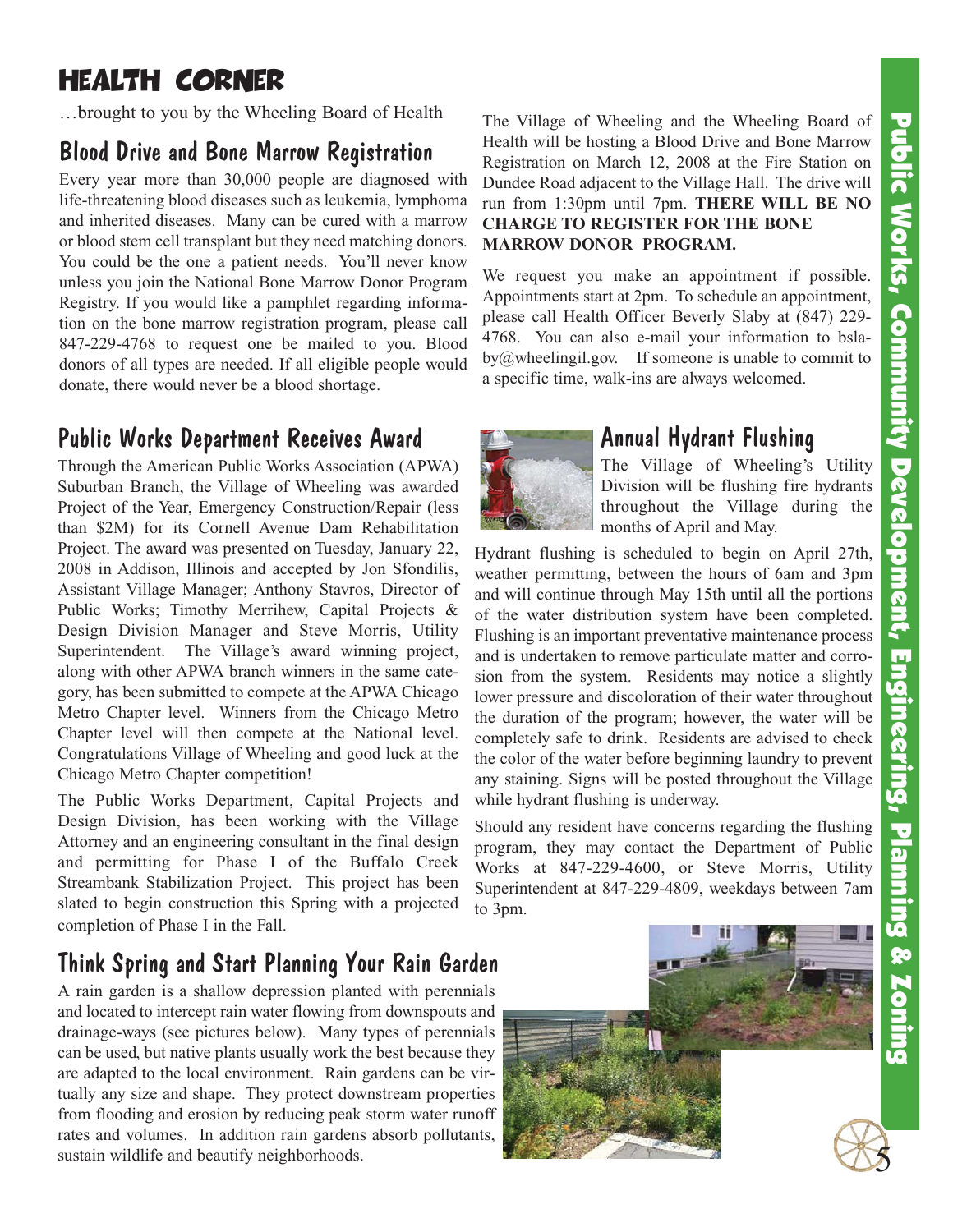# HEALTH CORNER

…brought to you by the Wheeling Board of Health

## Blood Drive and Bone Marrow Registration

Every year more than 30,000 people are diagnosed with life-threatening blood diseases such as leukemia, lymphoma and inherited diseases. Many can be cured with a marrow or blood stem cell transplant but they need matching donors. You could be the one a patient needs. You'll never know unless you join the National Bone Marrow Donor Program Registry. If you would like a pamphlet regarding information on the bone marrow registration program, please call 847-229-4768 to request one be mailed to you. Blood donors of all types are needed. If all eligible people would donate, there would never be a blood shortage.

The Village of Wheeling and the Wheeling Board of Health will be hosting a Blood Drive and Bone Marrow Registration on March 12, 2008 at the Fire Station on Dundee Road adjacent to the Village Hall. The drive will run from 1:30pm until 7pm. **THERE WILL BE NO CHARGE TO REGISTER FOR THE BONE MARROW DONOR PROGRAM.**

We request you make an appointment if possible. Appointments start at 2pm. To schedule an appointment, please call Health Officer Beverly Slaby at (847) 229-4768. You can also e-mail your information to bslaby@wheelingil.gov. If someone is unable to commit to a specific time, walk-ins are always welcomed.

## Public Works Department Receives Award

Through the American Public Works Association (APWA) Suburban Branch, the Village of Wheeling was awarded Project of the Year, Emergency Construction/Repair (less than $2M) for its Cornell Avenue Dam Rehabilitation Project. The award was presented on Tuesday, January 22, 2008 in Addison, Illinois and accepted by Jon Sfondilis, Assistant Village Manager; Anthony Stavros, Director of Public Works; Timothy Merrihew, Capital Projects & Design Division Manager and Steve Morris, Utility Superintendent. The Village's award winning project, along with other APWA branch winners in the same category, has been submitted to compete at the APWA Chicago Metro Chapter level. Winners from the Chicago Metro Chapter level will then compete at the National level. Congratulations Village of Wheeling and good luck at the Chicago Metro Chapter competition!

The Public Works Department, Capital Projects and Design Division, has been working with the Village Attorney and an engineering consultant in the final design and permitting for Phase I of the Buffalo Creek Streambank Stabilization Project. This project has been slated to begin construction this Spring with a projected completion of Phase I in the Fall.

## Annual Hydrant Flushing

The Village of Wheeling's Utility Division will be flushing fire hydrants throughout the Village during the months of April and May.

Hydrant flushing is scheduled to begin on April 27th, weather permitting, between the hours of 6am and 3pm and will continue through May 15th until all the portions of the water distribution system have been completed. Flushing is an important preventative maintenance process and is undertaken to remove particulate matter and corrosion from the system. Residents may notice a slightly lower pressure and discoloration of their water throughout the duration of the program; however, the water will be completely safe to drink. Residents are advised to check the color of the water before beginning laundry to prevent any staining. Signs will be posted throughout the Village while hydrant flushing is underway.

Should any resident have concerns regarding the flushing program, they may contact the Department of Public Works at 847-229-4600, or Steve Morris, Utility Superintendent at 847-229-4809, weekdays between 7am to 3pm.

## Think Spring and Start Planning Your Rain Garden

A rain garden is a shallow depression planted with perennials and located to intercept rain water flowing from downspouts and drainage-ways (see pictures below). Many types of perennials can be used, but native plants usually work the best because they are adapted to the local environment. Rain gardens can be virtually any size and shape. They protect downstream properties from flooding and erosion by reducing peak storm water runoff rates and volumes. In addition rain gardens absorb pollutants, sustain wildlife and beautify neighborhoods.

Public Works, Community Development, Engineering, Planning & Zoning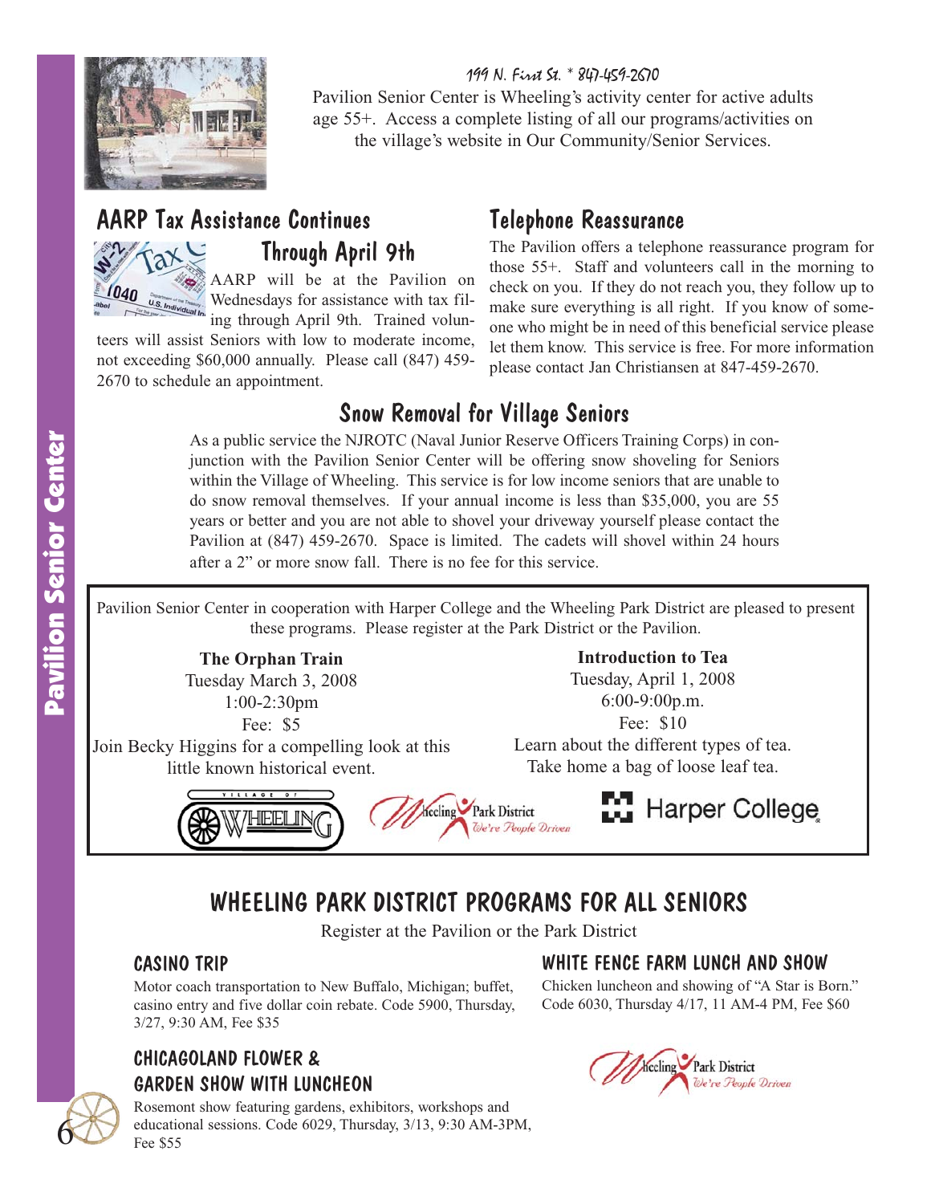199 N. First St. * 847-459-2670

Pavilion Senior Center is Wheeling's activity center for active adults age 55+. Access a complete listing of all our programs/activities on the village's website in Our Community/Senior Services.

## AARP Tax Assistance Continues Through April 9th

AARP will be at the Pavilion on Wednesdays for assistance with tax filing through April 9th. Trained volunteers will assist Seniors with low to moderate income, not exceeding $60,000 annually. Please call (847) 459-2670 to schedule an appointment.

## Telephone Reassurance

The Pavilion offers a telephone reassurance program for those 55+. Staff and volunteers call in the morning to check on you. If they do not reach you, they follow up to make sure everything is all right. If you know of someone who might be in need of this beneficial service please let them know. This service is free. For more information please contact Jan Christiansen at 847-459-2670.

## Snow Removal for Village Seniors

As a public service the NJROTC (Naval Junior Reserve Officers Training Corps) in conjunction with the Pavilion Senior Center will be offering snow shoveling for Seniors within the Village of Wheeling. This service is for low income seniors that are unable to do snow removal themselves. If your annual income is less than $35,000, you are 55 years or better and you are not able to shovel your driveway yourself please contact the Pavilion at (847) 459-2670. Space is limited. The cadets will shovel within 24 hours after a 2" or more snow fall. There is no fee for this service.

Pavilion Senior Center in cooperation with Harper College and the Wheeling Park District are pleased to present these programs. Please register at the Park District or the Pavilion.

**The Orphan Train**
Tuesday March 3, 2008
1:00-2:30pm
Fee: $5
Join Becky Higgins for a compelling look at this little known historical event.

**Introduction to Tea**
Tuesday, April 1, 2008
6:00-9:00p.m.
Fee: $10
Learn about the different types of tea. Take home a bag of loose leaf tea.

Village of Wheeling | Wheeling Park District – We're People Driven | Harper College

# WHEELING PARK DISTRICT PROGRAMS FOR ALL SENIORS

Register at the Pavilion or the Park District

### CASINO TRIP

Motor coach transportation to New Buffalo, Michigan; buffet, casino entry and five dollar coin rebate. Code 5900, Thursday, 3/27, 9:30 AM, Fee $35

### CHICAGOLAND FLOWER & GARDEN SHOW WITH LUNCHEON

Rosemont show featuring gardens, exhibitors, workshops and educational sessions. Code 6029, Thursday, 3/13, 9:30 AM-3PM, Fee $55

### WHITE FENCE FARM LUNCH AND SHOW

Chicken luncheon and showing of "A Star is Born." Code 6030, Thursday 4/17, 11 AM-4 PM, Fee $60

Wheeling Park District – We're People Driven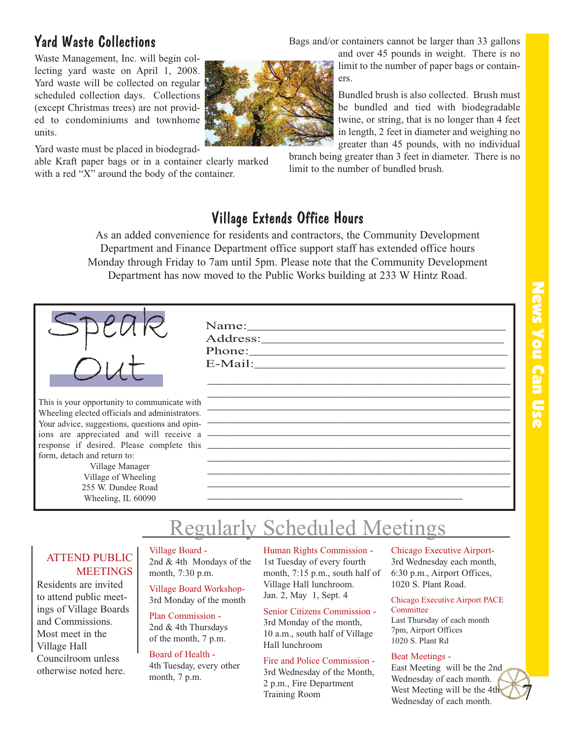## Yard Waste Collections

Waste Management, Inc. will begin collecting yard waste on April 1, 2008. Yard waste will be collected on regular scheduled collection days. Collections (except Christmas trees) are not provided to condominiums and townhome units.

Yard waste must be placed in biodegradable Kraft paper bags or in a container clearly marked with a red "X" around the body of the container.

Bags and/or containers cannot be larger than 33 gallons and over 45 pounds in weight. There is no limit to the number of paper bags or containers.

Bundled brush is also collected. Brush must be bundled and tied with biodegradable twine, or string, that is no longer than 4 feet in length, 2 feet in diameter and weighing no greater than 45 pounds, with no individual branch being greater than 3 feet in diameter. There is no limit to the number of bundled brush.

## Village Extends Office Hours

As an added convenience for residents and contractors, the Community Development Department and Finance Department office support staff has extended office hours Monday through Friday to 7am until 5pm. Please note that the Community Development Department has now moved to the Public Works building at 233 W Hintz Road.

## Speak Out

Name:\_\_\_\_\_\_\_\_\_\_\_\_\_\_\_\_\_\_\_\_\_\_\_\_\_\_\_\_\_\_\_\_

Address:\_\_\_\_\_\_\_\_\_\_\_\_\_\_\_\_\_\_\_\_\_\_\_\_\_\_\_\_\_\_

Phone:\_\_\_\_\_\_\_\_\_\_\_\_\_\_\_\_\_\_\_\_\_\_\_\_\_\_\_\_\_\_\_

E-Mail:\_\_\_\_\_\_\_\_\_\_\_\_\_\_\_\_\_\_\_\_\_\_\_\_\_\_\_\_\_\_

This is your opportunity to communicate with Wheeling elected officials and administrators. Your advice, suggestions, questions and opinions are appreciated and will receive a response if desired. Please complete this form, detach and return to:

Village Manager
Village of Wheeling
255 W. Dundee Road
Wheeling, IL 60090

## Regularly Scheduled Meetings

**ATTEND PUBLIC MEETINGS**

Residents are invited to attend public meetings of Village Boards and Commissions. Most meet in the Village Hall Councilroom unless otherwise noted here.

**Village Board -**
2nd & 4th Mondays of the month, 7:30 p.m.

**Village Board Workshop-**
3rd Monday of the month

**Plan Commission -**
2nd & 4th Thursdays of the month, 7 p.m.

**Board of Health -**
4th Tuesday, every other month, 7 p.m.

**Human Rights Commission -**
1st Tuesday of every fourth month, 7:15 p.m., south half of Village Hall lunchroom. Jan. 2, May 1, Sept. 4

**Senior Citizens Commission -**
3rd Monday of the month, 10 a.m., south half of Village Hall lunchroom

**Fire and Police Commission -**
3rd Wednesday of the Month, 2 p.m., Fire Department Training Room

**Chicago Executive Airport-**
3rd Wednesday each month, 6:30 p.m., Airport Offices, 1020 S. Plant Road.

**Chicago Executive Airport PACE Committee**
Last Thursday of each month 7pm, Airport Offices 1020 S. Plant Rd

**Beat Meetings -**
East Meeting will be the 2nd Wednesday of each month. West Meeting will be the 4th Wednesday of each month.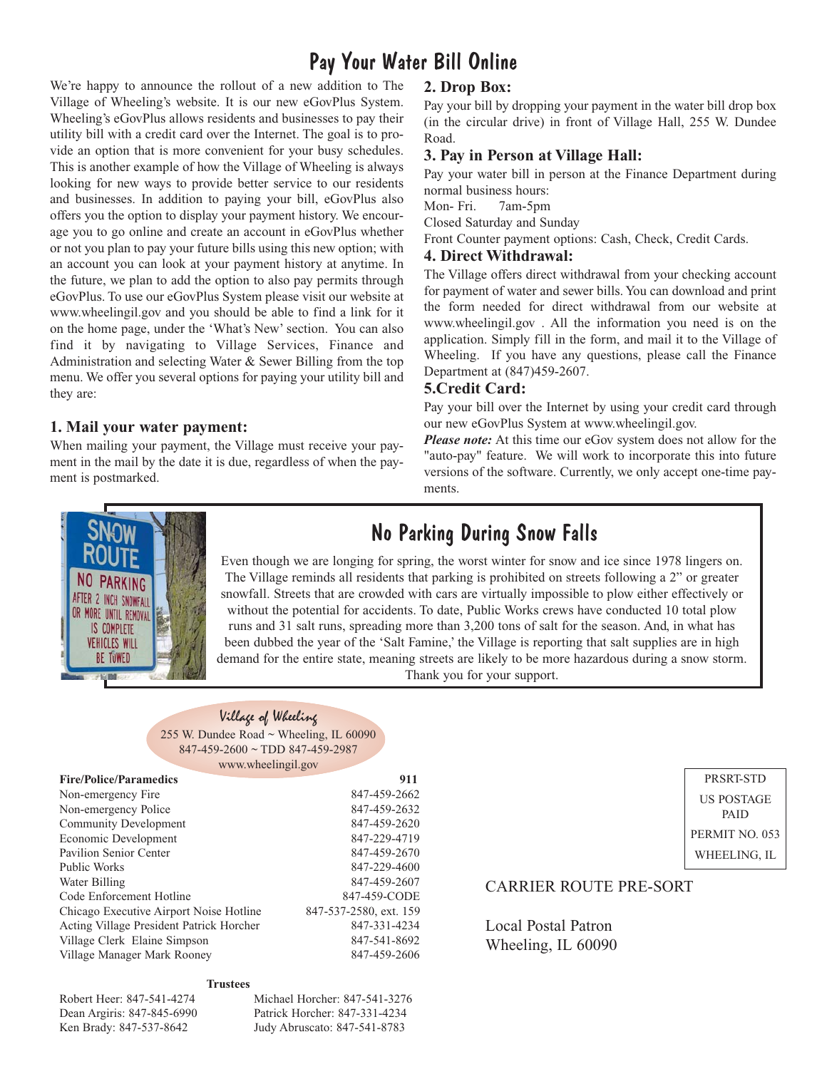# Pay Your Water Bill Online

We're happy to announce the rollout of a new addition to The Village of Wheeling's website. It is our new eGovPlus System. Wheeling's eGovPlus allows residents and businesses to pay their utility bill with a credit card over the Internet. The goal is to provide an option that is more convenient for your busy schedules. This is another example of how the Village of Wheeling is always looking for new ways to provide better service to our residents and businesses. In addition to paying your bill, eGovPlus also offers you the option to display your payment history. We encourage you to go online and create an account in eGovPlus whether or not you plan to pay your future bills using this new option; with an account you can look at your payment history at anytime. In the future, we plan to add the option to also pay permits through eGovPlus. To use our eGovPlus System please visit our website at www.wheelingil.gov and you should be able to find a link for it on the home page, under the 'What's New' section. You can also find it by navigating to Village Services, Finance and Administration and selecting Water & Sewer Billing from the top menu. We offer you several options for paying your utility bill and they are:

### 1. Mail your water payment:

When mailing your payment, the Village must receive your payment in the mail by the date it is due, regardless of when the payment is postmarked.

### 2. Drop Box:

Pay your bill by dropping your payment in the water bill drop box (in the circular drive) in front of Village Hall, 255 W. Dundee Road.

### 3. Pay in Person at Village Hall:

Pay your water bill in person at the Finance Department during normal business hours:

Mon- Fri. 7am-5pm

Closed Saturday and Sunday

Front Counter payment options: Cash, Check, Credit Cards.

### 4. Direct Withdrawal:

The Village offers direct withdrawal from your checking account for payment of water and sewer bills. You can download and print the form needed for direct withdrawal from our website at www.wheelingil.gov . All the information you need is on the application. Simply fill in the form, and mail it to the Village of Wheeling. If you have any questions, please call the Finance Department at (847)459-2607.

### 5.Credit Card:

Pay your bill over the Internet by using your credit card through our new eGovPlus System at www.wheelingil.gov.

***Please note:*** At this time our eGov system does not allow for the "auto-pay" feature. We will work to incorporate this into future versions of the software. Currently, we only accept one-time payments.

# No Parking During Snow Falls

Even though we are longing for spring, the worst winter for snow and ice since 1978 lingers on. The Village reminds all residents that parking is prohibited on streets following a 2" or greater snowfall. Streets that are crowded with cars are virtually impossible to plow either effectively or without the potential for accidents. To date, Public Works crews have conducted 10 total plow runs and 31 salt runs, spreading more than 3,200 tons of salt for the season. And, in what has been dubbed the year of the 'Salt Famine,' the Village is reporting that salt supplies are in high demand for the entire state, meaning streets are likely to be more hazardous during a snow storm. Thank you for your support.

**Village of Wheeling**
255 W. Dundee Road ~ Wheeling, IL 60090
847-459-2600 ~ TDD 847-459-2987
www.wheelingil.gov

| | |
|---|---|
| **Fire/Police/Paramedics** | **911** |
| Non-emergency Fire | 847-459-2662 |
| Non-emergency Police | 847-459-2632 |
| Community Development | 847-459-2620 |
| Economic Development | 847-229-4719 |
| Pavilion Senior Center | 847-459-2670 |
| Public Works | 847-229-4600 |
| Water Billing | 847-459-2607 |
| Code Enforcement Hotline | 847-459-CODE |
| Chicago Executive Airport Noise Hotline | 847-537-2580, ext. 159 |
| Acting Village President Patrick Horcher | 847-331-4234 |
| Village Clerk Elaine Simpson | 847-541-8692 |
| Village Manager Mark Rooney | 847-459-2606 |

**Trustees**

| | |
|---|---|
| Robert Heer: 847-541-4274 | Michael Horcher: 847-541-3276 |
| Dean Argiris: 847-845-6990 | Patrick Horcher: 847-331-4234 |
| Ken Brady: 847-537-8642 | Judy Abruscato: 847-541-8783 |

PRSRT-STD
US POSTAGE
PAID
PERMIT NO. 053
WHEELING, IL

CARRIER ROUTE PRE-SORT

Local Postal Patron
Wheeling, IL 60090